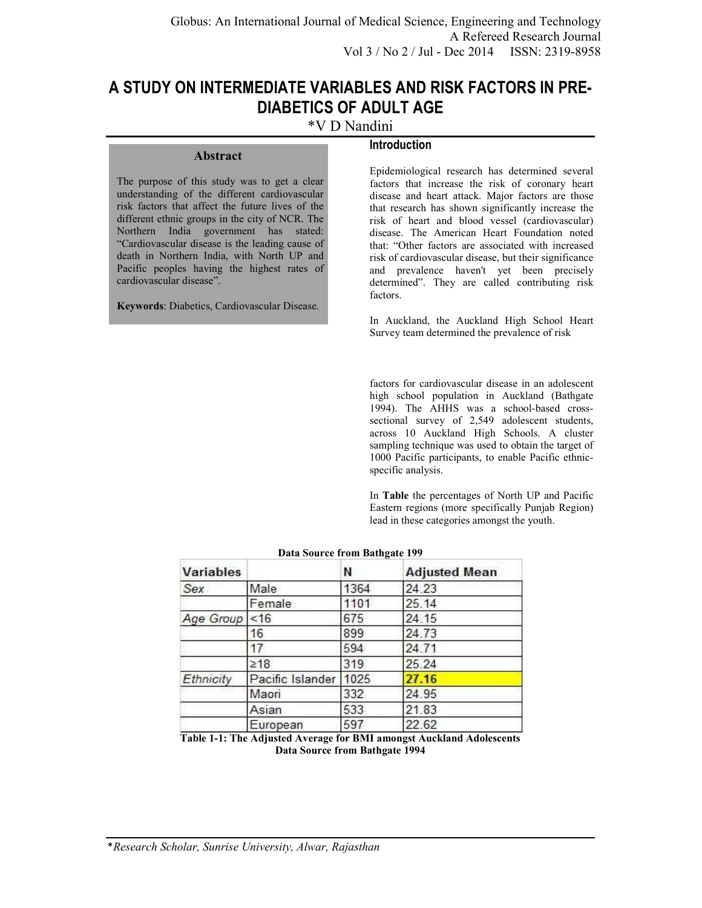// A STUDY ON INTERMEDIATE VARIABLES AND RISK FACTORS IN PRE-DIABETICS OF ADULT AGE

*V D Nandini

## Abstract

The purpose of this study was to get a clear understanding of the different cardiovascular risk factors that affect the future lives of the different ethnic groups in the city of NCR. The Northern India government has stated: "Cardiovascular disease is the leading cause of death in Northern India, with North UP and Pacific peoples having the highest rates of cardiovascular disease".

**Keywords**: Diabetics, Cardiovascular Disease.

## Introduction

Epidemiological research has determined several factors that increase the risk of coronary heart disease and heart attack. Major factors are those that research has shown significantly increase the risk of heart and blood vessel (cardiovascular) disease. The American Heart Foundation noted that: "Other factors are associated with increased risk of cardiovascular disease, but their significance and prevalence haven't yet been precisely determined". They are called contributing risk factors.

In Auckland, the Auckland High School Heart Survey team determined the prevalence of risk factors for cardiovascular disease in an adolescent high school population in Auckland (Bathgate 1994). The AHHS was a school-based cross-sectional survey of 2,549 adolescent students, across 10 Auckland High Schools. A cluster sampling technique was used to obtain the target of 1000 Pacific participants, to enable Pacific ethnic-specific analysis.

In **Table** the percentages of North UP and Pacific Eastern regions (more specifically Punjab Region) lead in these categories amongst the youth.

**Data Source from Bathgate 199**

| Variables | | N | Adjusted Mean |
|---|---|---|---|
| *Sex* | Male | 1364 | 24.23 |
| | Female | 1101 | 25.14 |
| *Age Group* | <16 | 675 | 24.15 |
| | 16 | 899 | 24.73 |
| | 17 | 594 | 24.71 |
| | ≥18 | 319 | 25.24 |
| *Ethnicity* | Pacific Islander | 1025 | 27.16 |
| | Maori | 332 | 24.95 |
| | Asian | 533 | 21.83 |
| | European | 597 | 22.62 |

**Table 1-1: The Adjusted Average for BMI amongst Auckland Adolescents Data Source from Bathgate 1994**

*Research Scholar, Sunrise University, Alwar, Rajasthan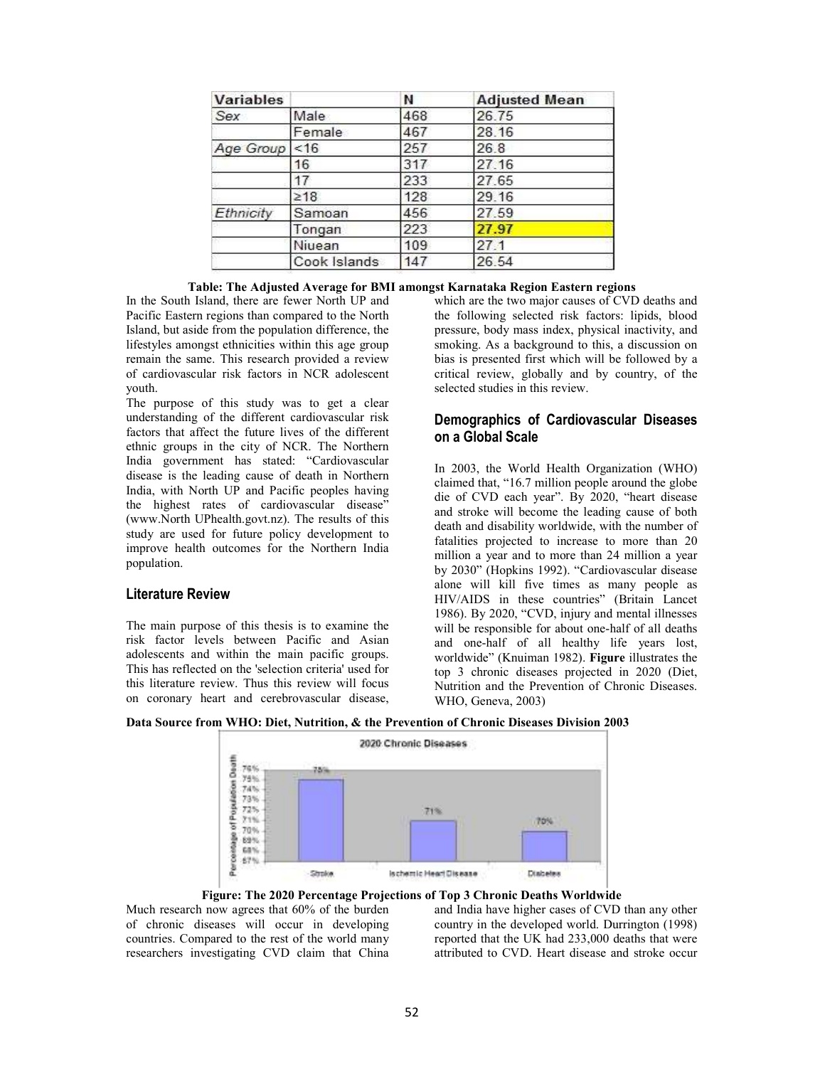| Variables | | N | Adjusted Mean |
|---|---|---|---|
| *Sex* | Male | 468 | 26.75 |
| | Female | 467 | 28.16 |
| *Age Group* | <16 | 257 | 26.8 |
| | 16 | 317 | 27.16 |
| | 17 | 233 | 27.65 |
| | ≥18 | 128 | 29.16 |
| *Ethnicity* | Samoan | 456 | 27.59 |
| | Tongan | 223 | 27.97 |
| | Niuean | 109 | 27.1 |
| | Cook Islands | 147 | 26.54 |

**Table: The Adjusted Average for BMI amongst Karnataka Region Eastern regions**

In the South Island, there are fewer North UP and Pacific Eastern regions than compared to the North Island, but aside from the population difference, the lifestyles amongst ethnicities within this age group remain the same. This research provided a review of cardiovascular risk factors in NCR adolescent youth.

The purpose of this study was to get a clear understanding of the different cardiovascular risk factors that affect the future lives of the different ethnic groups in the city of NCR. The Northern India government has stated: "Cardiovascular disease is the leading cause of death in Northern India, with North UP and Pacific peoples having the highest rates of cardiovascular disease" (www.North UPhealth.govt.nz). The results of this study are used for future policy development to improve health outcomes for the Northern India population.

## Literature Review

The main purpose of this thesis is to examine the risk factor levels between Pacific and Asian adolescents and within the main pacific groups. This has reflected on the 'selection criteria' used for this literature review. Thus this review will focus on coronary heart and cerebrovascular disease, which are the two major causes of CVD deaths and the following selected risk factors: lipids, blood pressure, body mass index, physical inactivity, and smoking. As a background to this, a discussion on bias is presented first which will be followed by a critical review, globally and by country, of the selected studies in this review.

## Demographics of Cardiovascular Diseases on a Global Scale

In 2003, the World Health Organization (WHO) claimed that, "16.7 million people around the globe die of CVD each year". By 2020, "heart disease and stroke will become the leading cause of both death and disability worldwide, with the number of fatalities projected to increase to more than 20 million a year and to more than 24 million a year by 2030" (Hopkins 1992). "Cardiovascular disease alone will kill five times as many people as HIV/AIDS in these countries" (Britain Lancet 1986). By 2020, "CVD, injury and mental illnesses will be responsible for about one-half of all deaths and one-half of all healthy life years lost, worldwide" (Knuiman 1982). **Figure** illustrates the top 3 chronic diseases projected in 2020 (Diet, Nutrition and the Prevention of Chronic Diseases. WHO, Geneva, 2003)

**Data Source from WHO: Diet, Nutrition, & the Prevention of Chronic Diseases Division 2003**

**Figure: The 2020 Percentage Projections of Top 3 Chronic Deaths Worldwide**

Much research now agrees that 60% of the burden of chronic diseases will occur in developing countries. Compared to the rest of the world many researchers investigating CVD claim that China and India have higher cases of CVD than any other country in the developed world. Durrington (1998) reported that the UK had 233,000 deaths that were attributed to CVD. Heart disease and stroke occur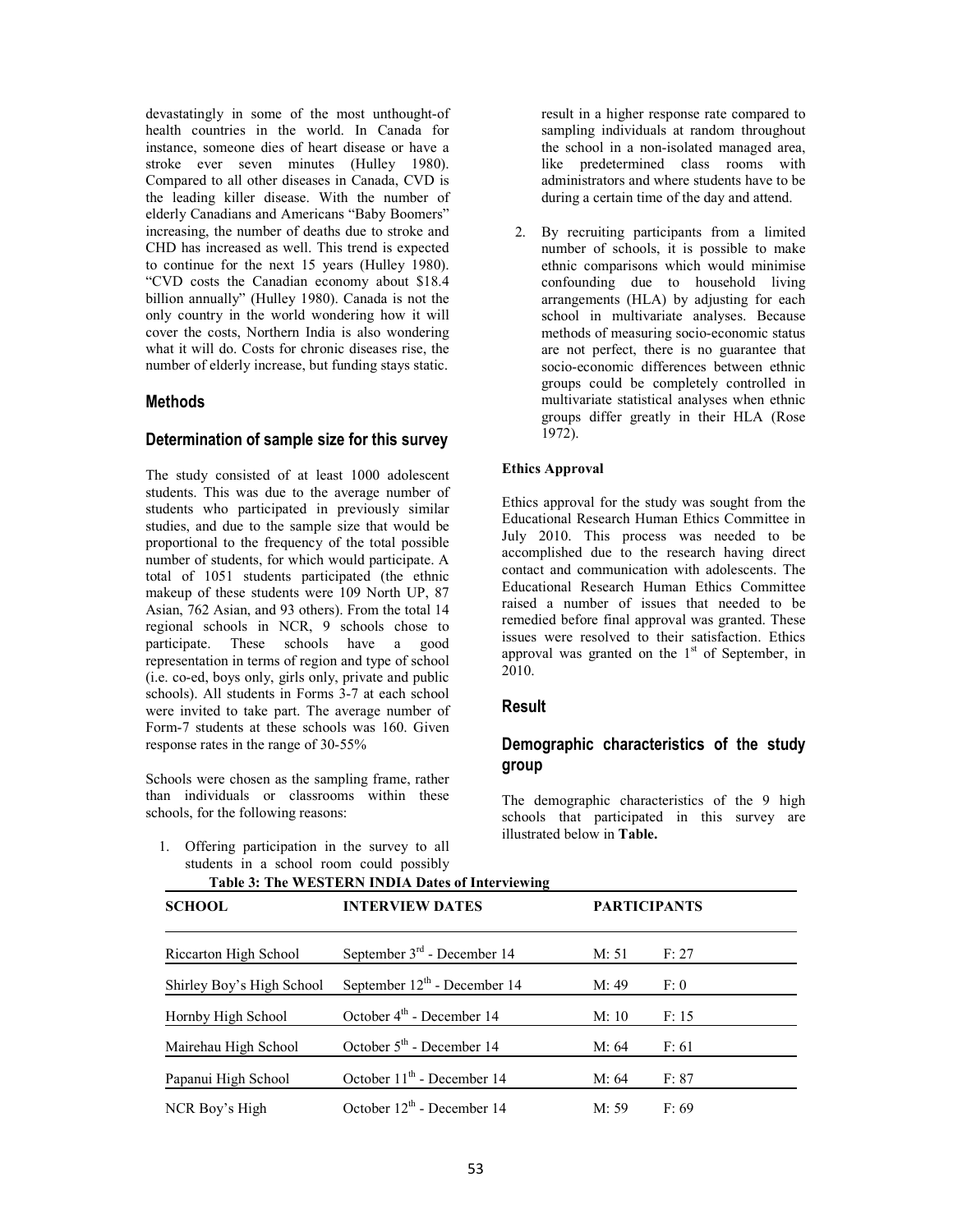devastatingly in some of the most unthought-of health countries in the world. In Canada for instance, someone dies of heart disease or have a stroke ever seven minutes (Hulley 1980). Compared to all other diseases in Canada, CVD is the leading killer disease. With the number of elderly Canadians and Americans "Baby Boomers" increasing, the number of deaths due to stroke and CHD has increased as well. This trend is expected to continue for the next 15 years (Hulley 1980). "CVD costs the Canadian economy about $18.4 billion annually" (Hulley 1980). Canada is not the only country in the world wondering how it will cover the costs, Northern India is also wondering what it will do. Costs for chronic diseases rise, the number of elderly increase, but funding stays static.

## Methods

## Determination of sample size for this survey

The study consisted of at least 1000 adolescent students. This was due to the average number of students who participated in previously similar studies, and due to the sample size that would be proportional to the frequency of the total possible number of students, for which would participate. A total of 1051 students participated (the ethnic makeup of these students were 109 North UP, 87 Asian, 762 Asian, and 93 others). From the total 14 regional schools in NCR, 9 schools chose to participate. These schools have a good representation in terms of region and type of school (i.e. co-ed, boys only, girls only, private and public schools). All students in Forms 3-7 at each school were invited to take part. The average number of Form-7 students at these schools was 160. Given response rates in the range of 30-55%

Schools were chosen as the sampling frame, rather than individuals or classrooms within these schools, for the following reasons:

1. Offering participation in the survey to all students in a school room could possibly result in a higher response rate compared to sampling individuals at random throughout the school in a non-isolated managed area, like predetermined class rooms with administrators and where students have to be during a certain time of the day and attend.
2. By recruiting participants from a limited number of schools, it is possible to make ethnic comparisons which would minimise confounding due to household living arrangements (HLA) by adjusting for each school in multivariate analyses. Because methods of measuring socio-economic status are not perfect, there is no guarantee that socio-economic differences between ethnic groups could be completely controlled in multivariate statistical analyses when ethnic groups differ greatly in their HLA (Rose 1972).

**Ethics Approval**

Ethics approval for the study was sought from the Educational Research Human Ethics Committee in July 2010. This process was needed to be accomplished due to the research having direct contact and communication with adolescents. The Educational Research Human Ethics Committee raised a number of issues that needed to be remedied before final approval was granted. These issues were resolved to their satisfaction. Ethics approval was granted on the 1st of September, in 2010.

## Result

## Demographic characteristics of the study group

The demographic characteristics of the 9 high schools that participated in this survey are illustrated below in **Table.**

**Table 3: The WESTERN INDIA Dates of Interviewing**

| SCHOOL | INTERVIEW DATES | PARTICIPANTS | |
|---|---|---|---|
| Riccarton High School | September 3rd - December 14 | M: 51 | F: 27 |
| Shirley Boy's High School | September 12th - December 14 | M: 49 | F: 0 |
| Hornby High School | October 4th - December 14 | M: 10 | F: 15 |
| Mairehau High School | October 5th - December 14 | M: 64 | F: 61 |
| Papanui High School | October 11th - December 14 | M: 64 | F: 87 |
| NCR Boy's High | October 12th - December 14 | M: 59 | F: 69 |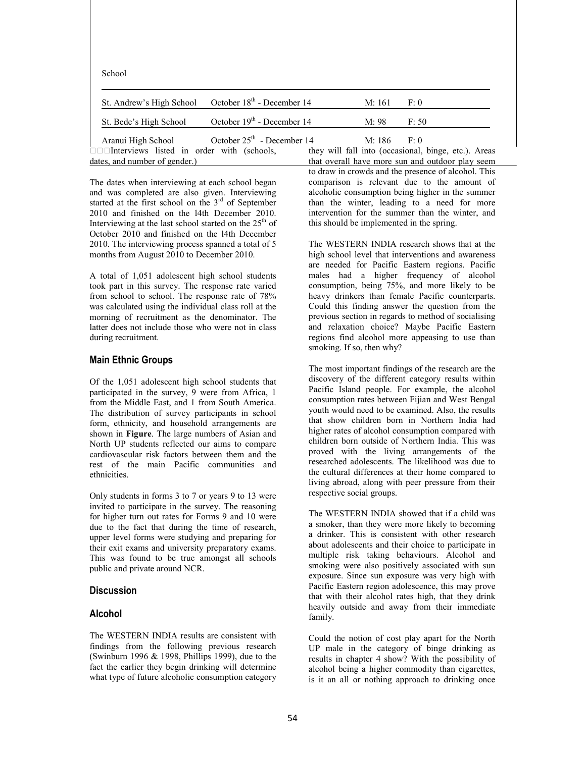School

| | | | |
|---|---|---|---|
| St. Andrew's High School | October 18th - December 14 | M: 161 | F: 0 |
| St. Bede's High School | October 19th - December 14 | M: 98 | F: 50 |
| Aranui High School | October 25th - December 14 | M: 186 | F: 0 |

Interviews listed in order with (schools, dates, and number of gender.)

The dates when interviewing at each school began and was completed are also given. Interviewing started at the first school on the 3rd of September 2010 and finished on the l4th December 2010. Interviewing at the last school started on the 25th of October 2010 and finished on the l4th December 2010. The interviewing process spanned a total of 5 months from August 2010 to December 2010.

A total of 1,051 adolescent high school students took part in this survey. The response rate varied from school to school. The response rate of 78% was calculated using the individual class roll at the morning of recruitment as the denominator. The latter does not include those who were not in class during recruitment.

## Main Ethnic Groups

Of the 1,051 adolescent high school students that participated in the survey, 9 were from Africa, 1 from the Middle East, and 1 from South America. The distribution of survey participants in school form, ethnicity, and household arrangements are shown in **Figure**. The large numbers of Asian and North UP students reflected our aims to compare cardiovascular risk factors between them and the rest of the main Pacific communities and ethnicities.

Only students in forms 3 to 7 or years 9 to 13 were invited to participate in the survey. The reasoning for higher turn out rates for Forms 9 and 10 were due to the fact that during the time of research, upper level forms were studying and preparing for their exit exams and university preparatory exams. This was found to be true amongst all schools public and private around NCR.

## Discussion

## Alcohol

The WESTERN INDIA results are consistent with findings from the following previous research (Swinburn 1996 & 1998, Phillips 1999), due to the fact the earlier they begin drinking will determine what type of future alcoholic consumption category they will fall into (occasional, binge, etc.). Areas that overall have more sun and outdoor play seem to draw in crowds and the presence of alcohol. This comparison is relevant due to the amount of alcoholic consumption being higher in the summer than the winter, leading to a need for more intervention for the summer than the winter, and this should be implemented in the spring.

The WESTERN INDIA research shows that at the high school level that interventions and awareness are needed for Pacific Eastern regions. Pacific males had a higher frequency of alcohol consumption, being 75%, and more likely to be heavy drinkers than female Pacific counterparts. Could this finding answer the question from the previous section in regards to method of socialising and relaxation choice? Maybe Pacific Eastern regions find alcohol more appeasing to use than smoking. If so, then why?

The most important findings of the research are the discovery of the different category results within Pacific Island people. For example, the alcohol consumption rates between Fijian and West Bengal youth would need to be examined. Also, the results that show children born in Northern India had higher rates of alcohol consumption compared with children born outside of Northern India. This was proved with the living arrangements of the researched adolescents. The likelihood was due to the cultural differences at their home compared to living abroad, along with peer pressure from their respective social groups.

The WESTERN INDIA showed that if a child was a smoker, than they were more likely to becoming a drinker. This is consistent with other research about adolescents and their choice to participate in multiple risk taking behaviours. Alcohol and smoking were also positively associated with sun exposure. Since sun exposure was very high with Pacific Eastern region adolescence, this may prove that with their alcohol rates high, that they drink heavily outside and away from their immediate family.

Could the notion of cost play apart for the North UP male in the category of binge drinking as results in chapter 4 show? With the possibility of alcohol being a higher commodity than cigarettes, is it an all or nothing approach to drinking once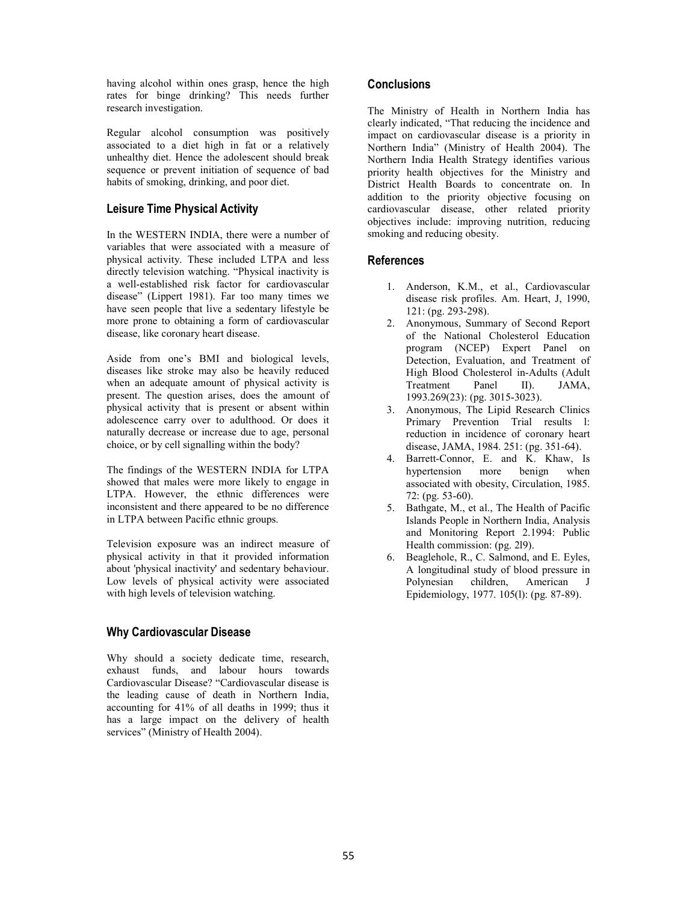having alcohol within ones grasp, hence the high rates for binge drinking? This needs further research investigation.

Regular alcohol consumption was positively associated to a diet high in fat or a relatively unhealthy diet. Hence the adolescent should break sequence or prevent initiation of sequence of bad habits of smoking, drinking, and poor diet.

## Leisure Time Physical Activity

In the WESTERN INDIA, there were a number of variables that were associated with a measure of physical activity. These included LTPA and less directly television watching. "Physical inactivity is a well-established risk factor for cardiovascular disease" (Lippert 1981). Far too many times we have seen people that live a sedentary lifestyle be more prone to obtaining a form of cardiovascular disease, like coronary heart disease.

Aside from one's BMI and biological levels, diseases like stroke may also be heavily reduced when an adequate amount of physical activity is present. The question arises, does the amount of physical activity that is present or absent within adolescence carry over to adulthood. Or does it naturally decrease or increase due to age, personal choice, or by cell signalling within the body?

The findings of the WESTERN INDIA for LTPA showed that males were more likely to engage in LTPA. However, the ethnic differences were inconsistent and there appeared to be no difference in LTPA between Pacific ethnic groups.

Television exposure was an indirect measure of physical activity in that it provided information about 'physical inactivity' and sedentary behaviour. Low levels of physical activity were associated with high levels of television watching.

## Why Cardiovascular Disease

Why should a society dedicate time, research, exhaust funds, and labour hours towards Cardiovascular Disease? "Cardiovascular disease is the leading cause of death in Northern India, accounting for 41% of all deaths in 1999; thus it has a large impact on the delivery of health services" (Ministry of Health 2004).

## Conclusions

The Ministry of Health in Northern India has clearly indicated, "That reducing the incidence and impact on cardiovascular disease is a priority in Northern India" (Ministry of Health 2004). The Northern India Health Strategy identifies various priority health objectives for the Ministry and District Health Boards to concentrate on. In addition to the priority objective focusing on cardiovascular disease, other related priority objectives include: improving nutrition, reducing smoking and reducing obesity.

## References

1. Anderson, K.M., et al., Cardiovascular disease risk profiles. Am. Heart, J, 1990, 121: (pg. 293-298).
2. Anonymous, Summary of Second Report of the National Cholesterol Education program (NCEP) Expert Panel on Detection, Evaluation, and Treatment of High Blood Cholesterol in-Adults (Adult Treatment Panel II). JAMA, 1993.269(23): (pg. 3015-3023).
3. Anonymous, The Lipid Research Clinics Primary Prevention Trial results l: reduction in incidence of coronary heart disease, JAMA, 1984. 251: (pg. 351-64).
4. Barrett-Connor, E. and K. Khaw, Is hypertension more benign when associated with obesity, Circulation, 1985. 72: (pg. 53-60).
5. Bathgate, M., et al., The Health of Pacific Islands People in Northern India, Analysis and Monitoring Report 2.1994: Public Health commission: (pg. 2l9).
6. Beaglehole, R., C. Salmond, and E. Eyles, A longitudinal study of blood pressure in Polynesian children, American J Epidemiology, 1977. 105(l): (pg. 87-89).